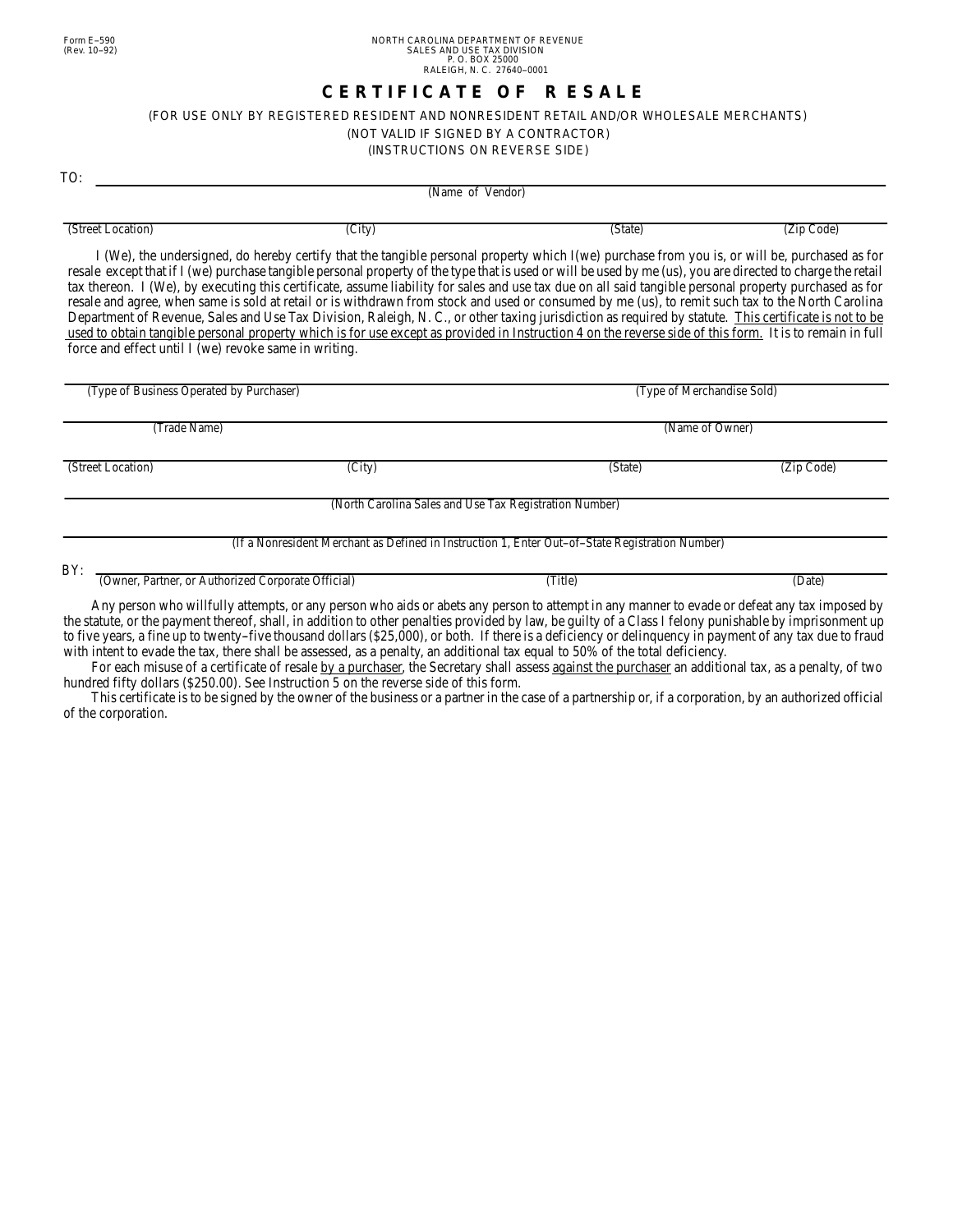Form E–590
(Rev. 10–92)

NORTH CAROLINA DEPARTMENT OF REVENUE
SALES AND USE TAX DIVISION
P. O. BOX 25000
RALEIGH, N. C. 27640–0001

# CERTIFICATE OF RESALE

(FOR USE ONLY BY REGISTERED RESIDENT AND NONRESIDENT RETAIL AND/OR WHOLESALE MERCHANTS)

(NOT VALID IF SIGNED BY A CONTRACTOR)

(INSTRUCTIONS ON REVERSE SIDE)

TO: ______________________________________________
(Name of Vendor)

______________________________________________
(Street Location) (City) (State) (Zip Code)

I (We), the undersigned, do hereby certify that the tangible personal property which I(we) purchase from you is, or will be, purchased as for resale except that if I (we) purchase tangible personal property of the type that is used or will be used by me (us), you are directed to charge the retail tax thereon. I (We), by executing this certificate, assume liability for sales and use tax due on all said tangible personal property purchased as for resale and agree, when same is sold at retail or is withdrawn from stock and used or consumed by me (us), to remit such tax to the North Carolina Department of Revenue, Sales and Use Tax Division, Raleigh, N. C., or other taxing jurisdiction as required by statute. <u>This certificate is not to be used to obtain tangible personal property which is for use except as provided in Instruction 4 on the reverse side of this form.</u> It is to remain in full force and effect until I (we) revoke same in writing.

______________________________________________
(Type of Business Operated by Purchaser) (Type of Merchandise Sold)

______________________________________________
(Trade Name) (Name of Owner)

______________________________________________
(Street Location) (City) (State) (Zip Code)

______________________________________________
(North Carolina Sales and Use Tax Registration Number)

______________________________________________
(If a Nonresident Merchant as Defined in Instruction 1, Enter Out–of–State Registration Number)

BY: ______________________________________________
(Owner, Partner, or Authorized Corporate Official) (Title) (Date)

Any person who willfully attempts, or any person who aids or abets any person to attempt in any manner to evade or defeat any tax imposed by the statute, or the payment thereof, shall, in addition to other penalties provided by law, be guilty of a Class I felony punishable by imprisonment up to five years, a fine up to twenty–five thousand dollars ($25,000), or both. If there is a deficiency or delinquency in payment of any tax due to fraud with intent to evade the tax, there shall be assessed, as a penalty, an additional tax equal to 50% of the total deficiency.

For each misuse of a certificate of resale <u>by a purchaser</u>, the Secretary shall assess <u>against the purchaser</u> an additional tax, as a penalty, of two hundred fifty dollars ($250.00). See Instruction 5 on the reverse side of this form.

This certificate is to be signed by the owner of the business or a partner in the case of a partnership or, if a corporation, by an authorized official of the corporation.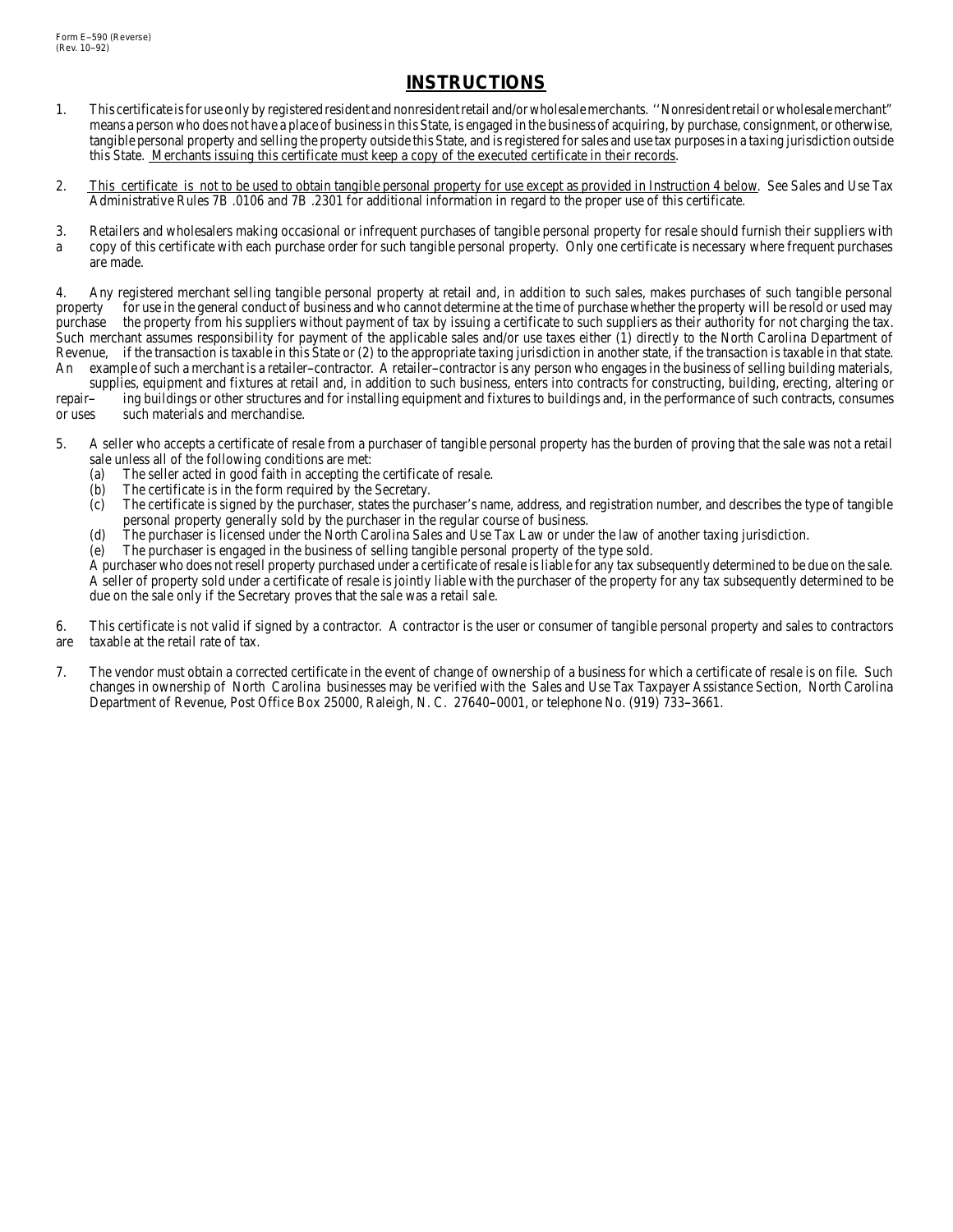Form E–590 (Reverse)
(Rev. 10–92)

# INSTRUCTIONS

1. This certificate is for use only by registered resident and nonresident retail and/or wholesale merchants. ''Nonresident retail or wholesale merchant" means a person who does not have a place of business in this State, is engaged in the business of acquiring, by purchase, consignment, or otherwise, tangible personal property and selling the property outside this State, and is registered for sales and use tax purposes in a taxing jurisdiction outside this State. Merchants issuing this certificate must keep a copy of the executed certificate in their records.

2. This certificate is not to be used to obtain tangible personal property for use except as provided in Instruction 4 below. See Sales and Use Tax Administrative Rules 7B .0106 and 7B .2301 for additional information in regard to the proper use of this certificate.

3. Retailers and wholesalers making occasional or infrequent purchases of tangible personal property for resale should furnish their suppliers with a copy of this certificate with each purchase order for such tangible personal property. Only one certificate is necessary where frequent purchases are made.

4. Any registered merchant selling tangible personal property at retail and, in addition to such sales, makes purchases of such tangible personal property for use in the general conduct of business and who cannot determine at the time of purchase whether the property will be resold or used may purchase the property from his suppliers without payment of tax by issuing a certificate to such suppliers as their authority for not charging the tax. Such merchant assumes responsibility for payment of the applicable sales and/or use taxes either (1) directly to the North Carolina Department of Revenue, if the transaction is taxable in this State or (2) to the appropriate taxing jurisdiction in another state, if the transaction is taxable in that state. An example of such a merchant is a retailer–contractor. A retailer–contractor is any person who engages in the business of selling building materials, supplies, equipment and fixtures at retail and, in addition to such business, enters into contracts for constructing, building, erecting, altering or repair–ing buildings or other structures and for installing equipment and fixtures to buildings and, in the performance of such contracts, consumes or uses such materials and merchandise.

5. A seller who accepts a certificate of resale from a purchaser of tangible personal property has the burden of proving that the sale was not a retail sale unless all of the following conditions are met:
   (a) The seller acted in good faith in accepting the certificate of resale.
   (b) The certificate is in the form required by the Secretary.
   (c) The certificate is signed by the purchaser, states the purchaser's name, address, and registration number, and describes the type of tangible personal property generally sold by the purchaser in the regular course of business.
   (d) The purchaser is licensed under the North Carolina Sales and Use Tax Law or under the law of another taxing jurisdiction.
   (e) The purchaser is engaged in the business of selling tangible personal property of the type sold.

   A purchaser who does not resell property purchased under a certificate of resale is liable for any tax subsequently determined to be due on the sale. A seller of property sold under a certificate of resale is jointly liable with the purchaser of the property for any tax subsequently determined to be due on the sale only if the Secretary proves that the sale was a retail sale.

6. This certificate is not valid if signed by a contractor. A contractor is the user or consumer of tangible personal property and sales to contractors are taxable at the retail rate of tax.

7. The vendor must obtain a corrected certificate in the event of change of ownership of a business for which a certificate of resale is on file. Such changes in ownership of North Carolina businesses may be verified with the Sales and Use Tax Taxpayer Assistance Section, North Carolina Department of Revenue, Post Office Box 25000, Raleigh, N. C. 27640–0001, or telephone No. (919) 733–3661.